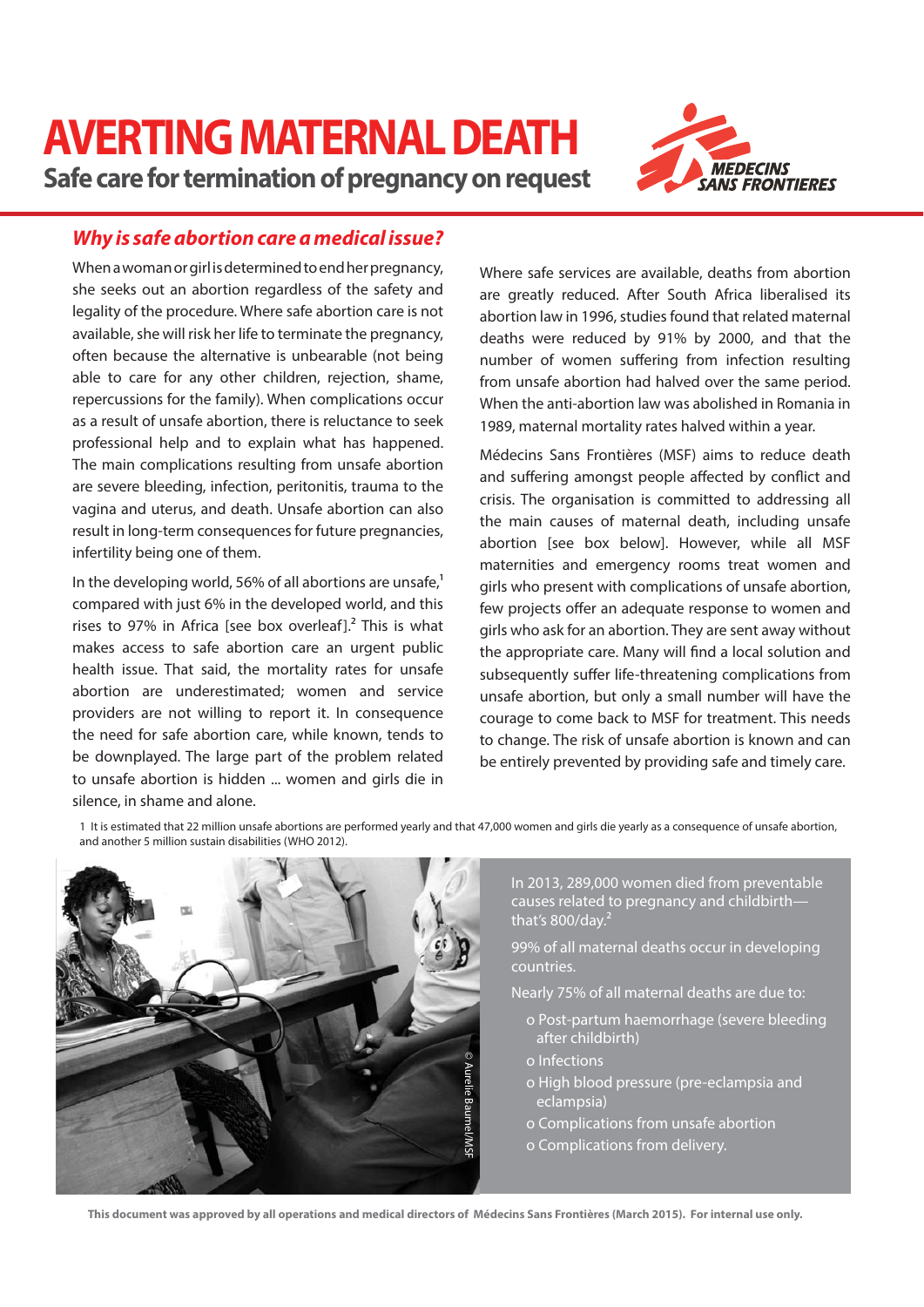# AVERTING MATERNAL DEATH

## Safe care for termination of pregnancy on request

### *Why is safe abortion care a medical issue?*

When a woman or girl is determined to end her pregnancy, she seeks out an abortion regardless of the safety and legality of the procedure. Where safe abortion care is not available, she will risk her life to terminate the pregnancy, often because the alternative is unbearable (not being able to care for any other children, rejection, shame, repercussions for the family). When complications occur as a result of unsafe abortion, there is reluctance to seek professional help and to explain what has happened. The main complications resulting from unsafe abortion are severe bleeding, infection, peritonitis, trauma to the vagina and uterus, and death. Unsafe abortion can also result in long-term consequences for future pregnancies, infertility being one of them.

In the developing world, 56% of all abortions are unsafe,[1] compared with just 6% in the developed world, and this rises to 97% in Africa [see box overleaf].[2] This is what makes access to safe abortion care an urgent public health issue. That said, the mortality rates for unsafe abortion are underestimated; women and service providers are not willing to report it. In consequence the need for safe abortion care, while known, tends to be downplayed. The large part of the problem related to unsafe abortion is hidden ... women and girls die in silence, in shame and alone.

Where safe services are available, deaths from abortion are greatly reduced. After South Africa liberalised its abortion law in 1996, studies found that related maternal deaths were reduced by 91% by 2000, and that the number of women suffering from infection resulting from unsafe abortion had halved over the same period. When the anti-abortion law was abolished in Romania in 1989, maternal mortality rates halved within a year.

Médecins Sans Frontières (MSF) aims to reduce death and suffering amongst people affected by conflict and crisis. The organisation is committed to addressing all the main causes of maternal death, including unsafe abortion [see box below]. However, while all MSF maternities and emergency rooms treat women and girls who present with complications of unsafe abortion, few projects offer an adequate response to women and girls who ask for an abortion. They are sent away without the appropriate care. Many will find a local solution and subsequently suffer life-threatening complications from unsafe abortion, but only a small number will have the courage to come back to MSF for treatment. This needs to change. The risk of unsafe abortion is known and can be entirely prevented by providing safe and timely care.

1 It is estimated that 22 million unsafe abortions are performed yearly and that 47,000 women and girls die yearly as a consequence of unsafe abortion, and another 5 million sustain disabilities (WHO 2012).

© Aurelie Baumel/MSF

In 2013, 289,000 women died from preventable causes related to pregnancy and childbirth—that's 800/day.[2]

99% of all maternal deaths occur in developing countries.

Nearly 75% of all maternal deaths are due to:

- Post-partum haemorrhage (severe bleeding after childbirth)
- Infections
- High blood pressure (pre-eclampsia and eclampsia)
- Complications from unsafe abortion
- Complications from delivery.

**This document was approved by all operations and medical directors of Médecins Sans Frontières (March 2015). For internal use only.**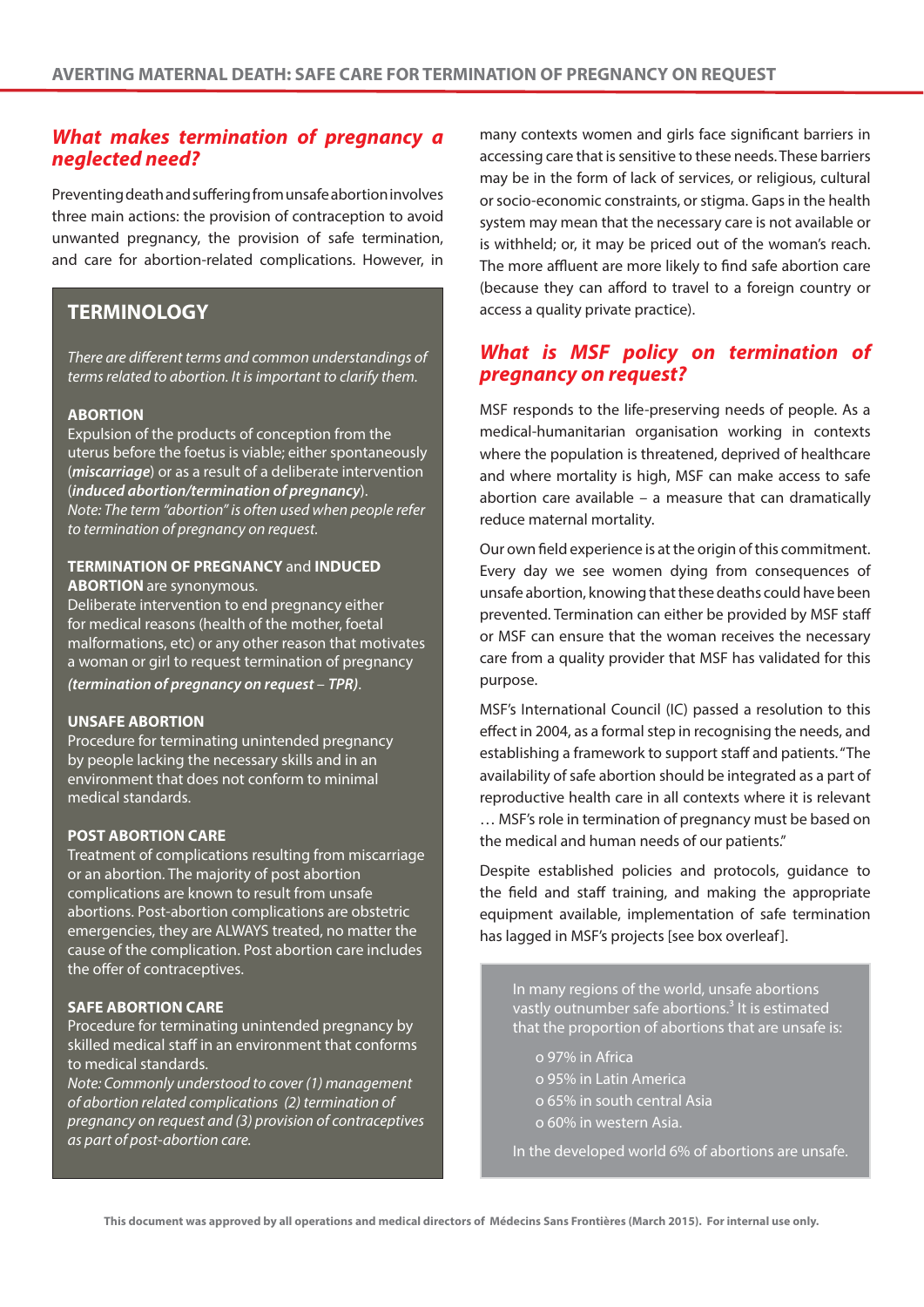## *What makes termination of pregnancy a neglected need?*

Preventing death and suffering from unsafe abortion involves three main actions: the provision of contraception to avoid unwanted pregnancy, the provision of safe termination, and care for abortion-related complications. However, in many contexts women and girls face significant barriers in accessing care that is sensitive to these needs. These barriers may be in the form of lack of services, or religious, cultural or socio-economic constraints, or stigma. Gaps in the health system may mean that the necessary care is not available or is withheld; or, it may be priced out of the woman's reach. The more affluent are more likely to find safe abortion care (because they can afford to travel to a foreign country or access a quality private practice).

### TERMINOLOGY

*There are different terms and common understandings of terms related to abortion. It is important to clarify them.*

**ABORTION**
Expulsion of the products of conception from the uterus before the foetus is viable; either spontaneously (***miscarriage***) or as a result of a deliberate intervention (***induced abortion/termination of pregnancy***).
*Note: The term "abortion" is often used when people refer to termination of pregnancy on request.*

**TERMINATION OF PREGNANCY** and **INDUCED ABORTION** are synonymous.
Deliberate intervention to end pregnancy either for medical reasons (health of the mother, foetal malformations, etc) or any other reason that motivates a woman or girl to request termination of pregnancy ***(termination of pregnancy on request – TPR)***.

**UNSAFE ABORTION**
Procedure for terminating unintended pregnancy by people lacking the necessary skills and in an environment that does not conform to minimal medical standards.

**POST ABORTION CARE**
Treatment of complications resulting from miscarriage or an abortion. The majority of post abortion complications are known to result from unsafe abortions. Post-abortion complications are obstetric emergencies, they are ALWAYS treated, no matter the cause of the complication. Post abortion care includes the offer of contraceptives.

**SAFE ABORTION CARE**
Procedure for terminating unintended pregnancy by skilled medical staff in an environment that conforms to medical standards.
*Note: Commonly understood to cover (1) management of abortion related complications (2) termination of pregnancy on request and (3) provision of contraceptives as part of post-abortion care.*

## *What is MSF policy on termination of pregnancy on request?*

MSF responds to the life-preserving needs of people. As a medical-humanitarian organisation working in contexts where the population is threatened, deprived of healthcare and where mortality is high, MSF can make access to safe abortion care available – a measure that can dramatically reduce maternal mortality.

Our own field experience is at the origin of this commitment. Every day we see women dying from consequences of unsafe abortion, knowing that these deaths could have been prevented. Termination can either be provided by MSF staff or MSF can ensure that the woman receives the necessary care from a quality provider that MSF has validated for this purpose.

MSF's International Council (IC) passed a resolution to this effect in 2004, as a formal step in recognising the needs, and establishing a framework to support staff and patients. "The availability of safe abortion should be integrated as a part of reproductive health care in all contexts where it is relevant … MSF's role in termination of pregnancy must be based on the medical and human needs of our patients."

Despite established policies and protocols, guidance to the field and staff training, and making the appropriate equipment available, implementation of safe termination has lagged in MSF's projects [see box overleaf].

In many regions of the world, unsafe abortions vastly outnumber safe abortions.[3] It is estimated that the proportion of abortions that are unsafe is:

- 97% in Africa
- 95% in Latin America
- 65% in south central Asia
- 60% in western Asia.

In the developed world 6% of abortions are unsafe.

This document was approved by all operations and medical directors of Médecins Sans Frontières (March 2015). For internal use only.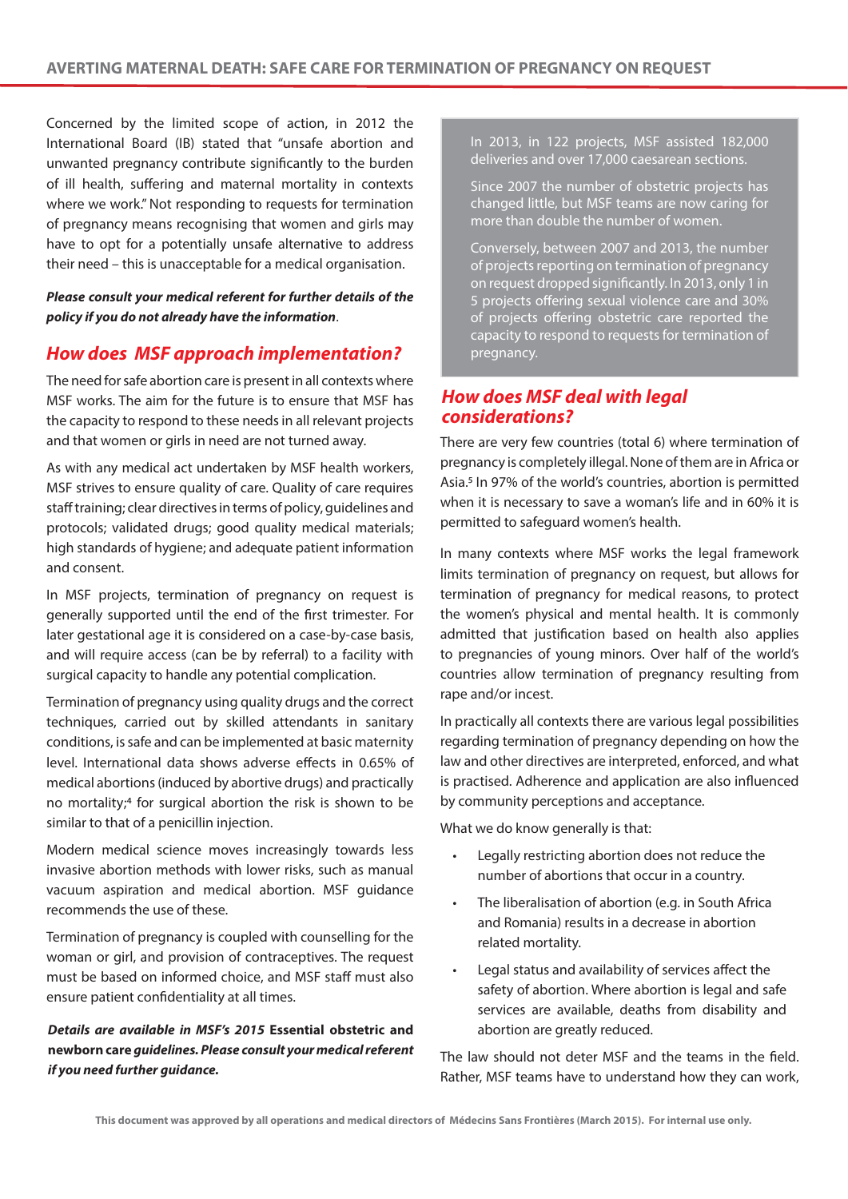Concerned by the limited scope of action, in 2012 the International Board (IB) stated that "unsafe abortion and unwanted pregnancy contribute significantly to the burden of ill health, suffering and maternal mortality in contexts where we work." Not responding to requests for termination of pregnancy means recognising that women and girls may have to opt for a potentially unsafe alternative to address their need – this is unacceptable for a medical organisation.

***Please consult your medical referent for further details of the policy if you do not already have the information***.

## How does MSF approach implementation?

The need for safe abortion care is present in all contexts where MSF works. The aim for the future is to ensure that MSF has the capacity to respond to these needs in all relevant projects and that women or girls in need are not turned away.

As with any medical act undertaken by MSF health workers, MSF strives to ensure quality of care. Quality of care requires staff training; clear directives in terms of policy, guidelines and protocols; validated drugs; good quality medical materials; high standards of hygiene; and adequate patient information and consent.

In MSF projects, termination of pregnancy on request is generally supported until the end of the first trimester. For later gestational age it is considered on a case-by-case basis, and will require access (can be by referral) to a facility with surgical capacity to handle any potential complication.

Termination of pregnancy using quality drugs and the correct techniques, carried out by skilled attendants in sanitary conditions, is safe and can be implemented at basic maternity level. International data shows adverse effects in 0.65% of medical abortions (induced by abortive drugs) and practically no mortality;[4] for surgical abortion the risk is shown to be similar to that of a penicillin injection.

Modern medical science moves increasingly towards less invasive abortion methods with lower risks, such as manual vacuum aspiration and medical abortion. MSF guidance recommends the use of these.

Termination of pregnancy is coupled with counselling for the woman or girl, and provision of contraceptives. The request must be based on informed choice, and MSF staff must also ensure patient confidentiality at all times.

***Details are available in MSF's 2015* Essential obstetric and newborn care *guidelines. Please consult your medical referent if you need further guidance.***

> In 2013, in 122 projects, MSF assisted 182,000 deliveries and over 17,000 caesarean sections.
>
> Since 2007 the number of obstetric projects has changed little, but MSF teams are now caring for more than double the number of women.
>
> Conversely, between 2007 and 2013, the number of projects reporting on termination of pregnancy on request dropped significantly. In 2013, only 1 in 5 projects offering sexual violence care and 30% of projects offering obstetric care reported the capacity to respond to requests for termination of pregnancy.

## How does MSF deal with legal considerations?

There are very few countries (total 6) where termination of pregnancy is completely illegal. None of them are in Africa or Asia.[5] In 97% of the world's countries, abortion is permitted when it is necessary to save a woman's life and in 60% it is permitted to safeguard women's health.

In many contexts where MSF works the legal framework limits termination of pregnancy on request, but allows for termination of pregnancy for medical reasons, to protect the women's physical and mental health. It is commonly admitted that justification based on health also applies to pregnancies of young minors. Over half of the world's countries allow termination of pregnancy resulting from rape and/or incest.

In practically all contexts there are various legal possibilities regarding termination of pregnancy depending on how the law and other directives are interpreted, enforced, and what is practised. Adherence and application are also influenced by community perceptions and acceptance.

What we do know generally is that:

- Legally restricting abortion does not reduce the number of abortions that occur in a country.
- The liberalisation of abortion (e.g. in South Africa and Romania) results in a decrease in abortion related mortality.
- Legal status and availability of services affect the safety of abortion. Where abortion is legal and safe services are available, deaths from disability and abortion are greatly reduced.

The law should not deter MSF and the teams in the field. Rather, MSF teams have to understand how they can work,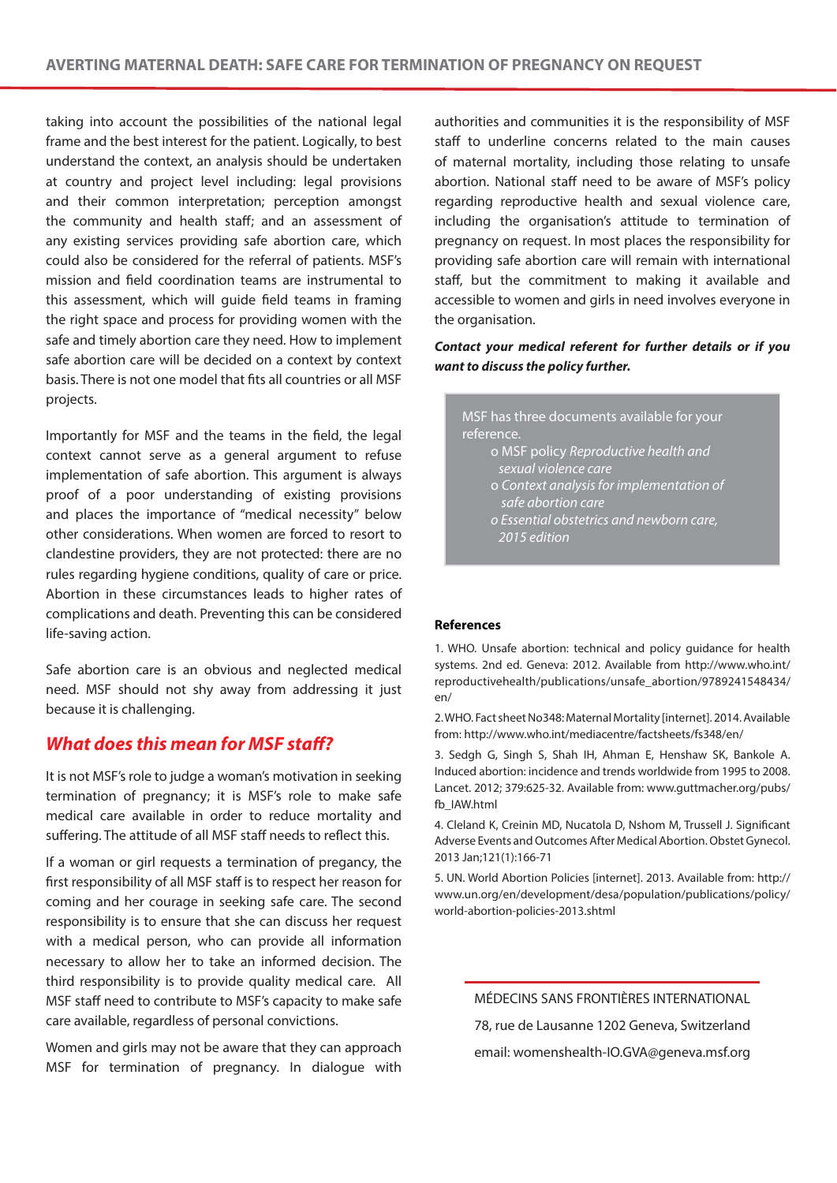taking into account the possibilities of the national legal frame and the best interest for the patient. Logically, to best understand the context, an analysis should be undertaken at country and project level including: legal provisions and their common interpretation; perception amongst the community and health staff; and an assessment of any existing services providing safe abortion care, which could also be considered for the referral of patients. MSF's mission and field coordination teams are instrumental to this assessment, which will guide field teams in framing the right space and process for providing women with the safe and timely abortion care they need. How to implement safe abortion care will be decided on a context by context basis. There is not one model that fits all countries or all MSF projects.

Importantly for MSF and the teams in the field, the legal context cannot serve as a general argument to refuse implementation of safe abortion. This argument is always proof of a poor understanding of existing provisions and places the importance of "medical necessity" below other considerations. When women are forced to resort to clandestine providers, they are not protected: there are no rules regarding hygiene conditions, quality of care or price. Abortion in these circumstances leads to higher rates of complications and death. Preventing this can be considered life-saving action.

Safe abortion care is an obvious and neglected medical need. MSF should not shy away from addressing it just because it is challenging.

## *What does this mean for MSF staff?*

It is not MSF's role to judge a woman's motivation in seeking termination of pregnancy; it is MSF's role to make safe medical care available in order to reduce mortality and suffering. The attitude of all MSF staff needs to reflect this.

If a woman or girl requests a termination of pregency, the first responsibility of all MSF staff is to respect her reason for coming and her courage in seeking safe care. The second responsibility is to ensure that she can discuss her request with a medical person, who can provide all information necessary to allow her to take an informed decision. The third responsibility is to provide quality medical care. All MSF staff need to contribute to MSF's capacity to make safe care available, regardless of personal convictions.

Women and girls may not be aware that they can approach MSF for termination of pregnancy. In dialogue with authorities and communities it is the responsibility of MSF staff to underline concerns related to the main causes of maternal mortality, including those relating to unsafe abortion. National staff need to be aware of MSF's policy regarding reproductive health and sexual violence care, including the organisation's attitude to termination of pregnancy on request. In most places the responsibility for providing safe abortion care will remain with international staff, but the commitment to making it available and accessible to women and girls in need involves everyone in the organisation.

***Contact your medical referent for further details or if you want to discuss the policy further.***

MSF has three documents available for your reference.

- o MSF policy *Reproductive health and sexual violence care*
- o *Context analysis for implementation of safe abortion care*
- o *Essential obstetrics and newborn care, 2015 edition*

**References**

1. WHO. Unsafe abortion: technical and policy guidance for health systems. 2nd ed. Geneva: 2012. Available from http://www.who.int/reproductivehealth/publications/unsafe_abortion/9789241548434/en/

2. WHO. Fact sheet No348: Maternal Mortality [internet]. 2014. Available from: http://www.who.int/mediacentre/factsheets/fs348/en/

3. Sedgh G, Singh S, Shah IH, Ahman E, Henshaw SK, Bankole A. Induced abortion: incidence and trends worldwide from 1995 to 2008. Lancet. 2012; 379:625-32. Available from: www.guttmacher.org/pubs/fb_IAW.html

4. Cleland K, Creinin MD, Nucatola D, Nshom M, Trussell J. Significant Adverse Events and Outcomes After Medical Abortion. Obstet Gynecol. 2013 Jan;121(1):166-71

5. UN. World Abortion Policies [internet]. 2013. Available from: http://www.un.org/en/development/desa/population/publications/policy/world-abortion-policies-2013.shtml

MÉDECINS SANS FRONTIÈRES INTERNATIONAL

78, rue de Lausanne 1202 Geneva, Switzerland

email: womenshealth-IO.GVA@geneva.msf.org